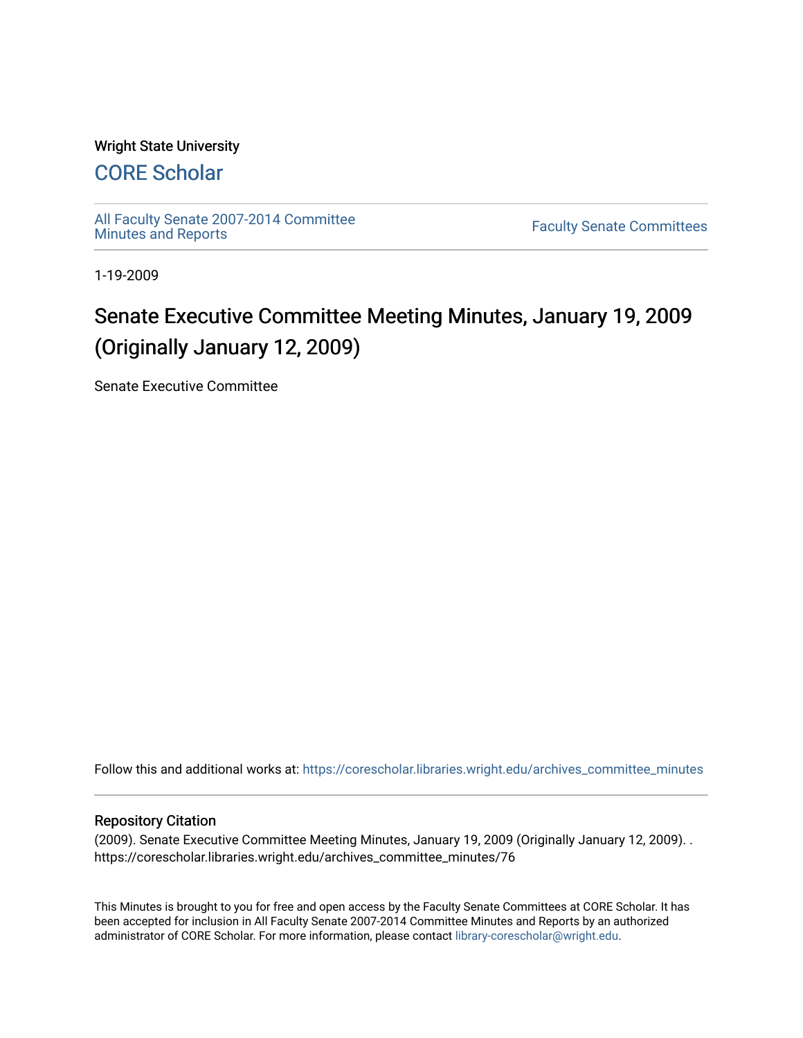Wright State University

## CORE Scholar

All Faculty Senate 2007-2014 Committee Minutes and Reports

Faculty Senate Committees

1-19-2009

# Senate Executive Committee Meeting Minutes, January 19, 2009 (Originally January 12, 2009)

Senate Executive Committee

Follow this and additional works at: https://corescholar.libraries.wright.edu/archives_committee_minutes

### Repository Citation

(2009). Senate Executive Committee Meeting Minutes, January 19, 2009 (Originally January 12, 2009). . https://corescholar.libraries.wright.edu/archives_committee_minutes/76

This Minutes is brought to you for free and open access by the Faculty Senate Committees at CORE Scholar. It has been accepted for inclusion in All Faculty Senate 2007-2014 Committee Minutes and Reports by an authorized administrator of CORE Scholar. For more information, please contact library-corescholar@wright.edu.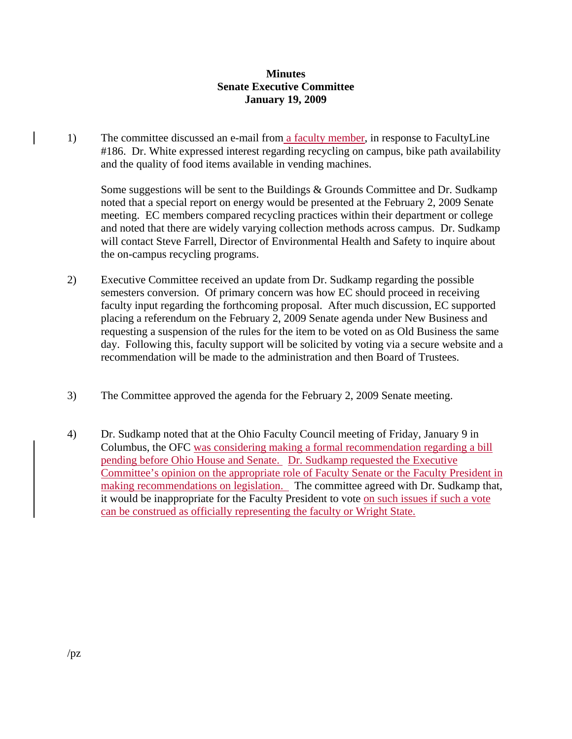**Minutes**
**Senate Executive Committee**
**January 19, 2009**

1) The committee discussed an e-mail from a faculty member, in response to FacultyLine #186. Dr. White expressed interest regarding recycling on campus, bike path availability and the quality of food items available in vending machines.

   Some suggestions will be sent to the Buildings & Grounds Committee and Dr. Sudkamp noted that a special report on energy would be presented at the February 2, 2009 Senate meeting. EC members compared recycling practices within their department or college and noted that there are widely varying collection methods across campus. Dr. Sudkamp will contact Steve Farrell, Director of Environmental Health and Safety to inquire about the on-campus recycling programs.

2) Executive Committee received an update from Dr. Sudkamp regarding the possible semesters conversion. Of primary concern was how EC should proceed in receiving faculty input regarding the forthcoming proposal. After much discussion, EC supported placing a referendum on the February 2, 2009 Senate agenda under New Business and requesting a suspension of the rules for the item to be voted on as Old Business the same day. Following this, faculty support will be solicited by voting via a secure website and a recommendation will be made to the administration and then Board of Trustees.

3) The Committee approved the agenda for the February 2, 2009 Senate meeting.

4) Dr. Sudkamp noted that at the Ohio Faculty Council meeting of Friday, January 9 in Columbus, the OFC was considering making a formal recommendation regarding a bill pending before Ohio House and Senate. Dr. Sudkamp requested the Executive Committee's opinion on the appropriate role of Faculty Senate or the Faculty President in making recommendations on legislation. The committee agreed with Dr. Sudkamp that, it would be inappropriate for the Faculty President to vote on such issues if such a vote can be construed as officially representing the faculty or Wright State.

/pz